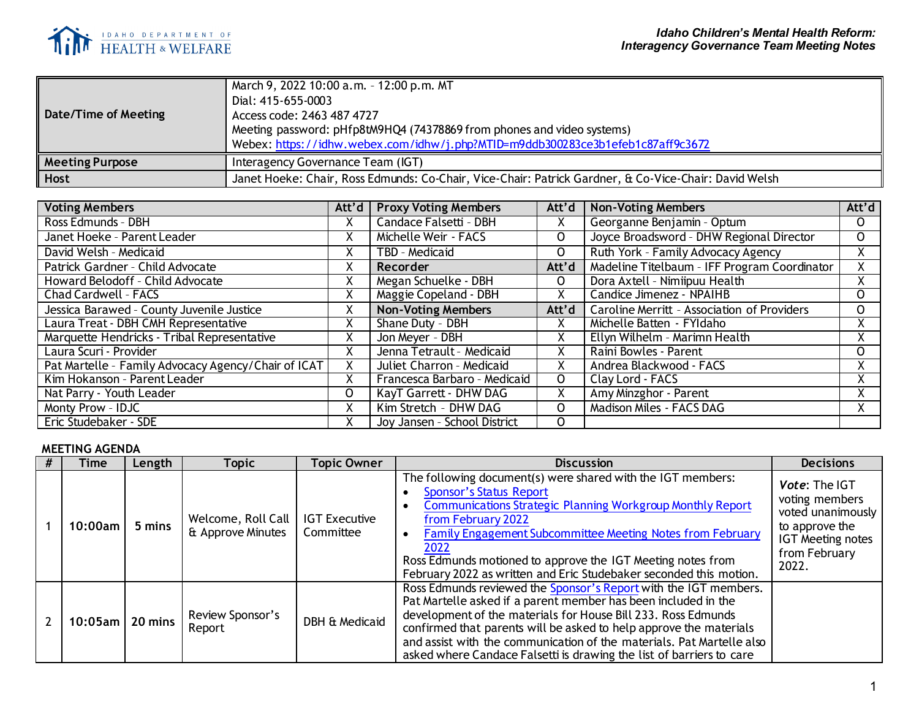**Idaho Children's Mental Health Reform: Interagency Governance Team Meeting Notes**

| | |
|---|---|
| **Date/Time of Meeting** | March 9, 2022 10:00 a.m. – 12:00 p.m. MT<br>Dial: 415-655-0003<br>Access code: 2463 487 4727<br>Meeting password: pHfp8tM9HQ4 (74378869 from phones and video systems)<br>Webex: [https://idhw.webex.com/idhw/j.php?MTID=m9ddb300283ce3b1efeb1c87aff9c3672](https://idhw.webex.com/idhw/j.php?MTID=m9ddb300283ce3b1efeb1c87aff9c3672) |
| **Meeting Purpose** | Interagency Governance Team (IGT) |
| **Host** | Janet Hoeke: Chair, Ross Edmunds: Co-Chair, Vice-Chair: Patrick Gardner, & Co-Vice-Chair: David Welsh |

| Voting Members | Att'd | Proxy Voting Members | Att'd | Non-Voting Members | Att'd |
|---|---|---|---|---|---|
| Ross Edmunds - DBH | X | Candace Falsetti - DBH | X | Georganne Benjamin - Optum | O |
| Janet Hoeke - Parent Leader | X | Michelle Weir - FACS | O | Joyce Broadsword - DHW Regional Director | O |
| David Welsh - Medicaid | X | TBD - Medicaid | O | Ruth York - Family Advocacy Agency | X |
| Patrick Gardner - Child Advocate | X | **Recorder** | **Att'd** | Madeline Titelbaum - IFF Program Coordinator | X |
| Howard Belodoff - Child Advocate | X | Megan Schuelke - DBH | O | Dora Axtell - Nimiipuu Health | X |
| Chad Cardwell - FACS | X | Maggie Copeland - DBH | X | Candice Jimenez - NPAIHB | O |
| Jessica Barawed - County Juvenile Justice | X | **Non-Voting Members** | **Att'd** | Caroline Merritt - Association of Providers | O |
| Laura Treat - DBH CMH Representative | X | Shane Duty - DBH | X | Michelle Batten - FYIdaho | X |
| Marquette Hendricks - Tribal Representative | X | Jon Meyer - DBH | X | Ellyn Wilhelm - Marimn Health | X |
| Laura Scuri - Provider | X | Jenna Tetrault - Medicaid | X | Raini Bowles - Parent | O |
| Pat Martelle - Family Advocacy Agency/Chair of ICAT | X | Juliet Charron - Medicaid | X | Andrea Blackwood - FACS | X |
| Kim Hokanson - Parent Leader | X | Francesca Barbaro - Medicaid | O | Clay Lord - FACS | X |
| Nat Parry - Youth Leader | O | KayT Garrett - DHW DAG | X | Amy Minzghor - Parent | X |
| Monty Prow - IDJC | X | Kim Stretch - DHW DAG | O | Madison Miles - FACS DAG | X |
| Eric Studebaker - SDE | X | Joy Jansen - School District | O | | |

**MEETING AGENDA**

| # | Time | Length | Topic | Topic Owner | Discussion | Decisions |
|---|---|---|---|---|---|---|
| 1 | 10:00am | 5 mins | Welcome, Roll Call & Approve Minutes | IGT Executive Committee | The following document(s) were shared with the IGT members:<br>• Sponsor's Status Report<br>• Communications Strategic Planning Workgroup Monthly Report from February 2022<br>• Family Engagement Subcommittee Meeting Notes from February 2022<br>Ross Edmunds motioned to approve the IGT Meeting notes from February 2022 as written and Eric Studebaker seconded this motion. | ***Vote***: The IGT voting members voted unanimously to approve the IGT Meeting notes from February 2022. |
| 2 | 10:05am | 20 mins | Review Sponsor's Report | DBH & Medicaid | Ross Edmunds reviewed the Sponsor's Report with the IGT members. Pat Martelle asked if a parent member has been included in the development of the materials for House Bill 233. Ross Edmunds confirmed that parents will be asked to help approve the materials and assist with the communication of the materials. Pat Martelle also asked where Candace Falsetti is drawing the list of barriers to care | |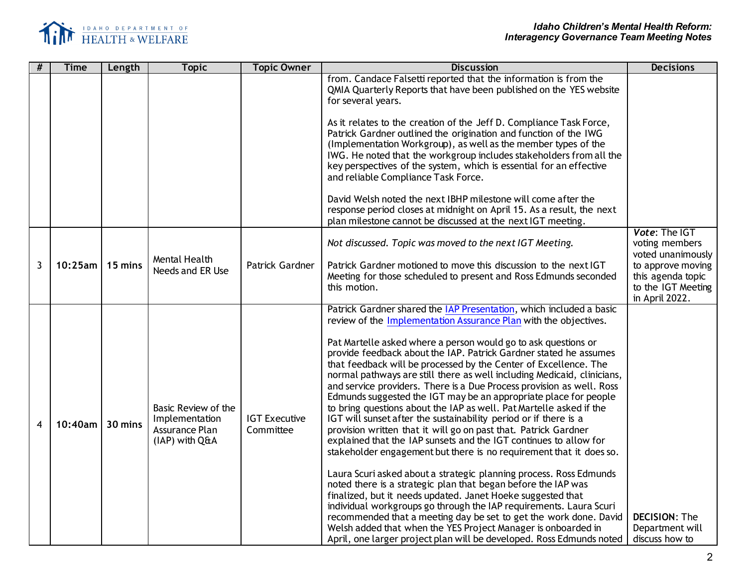| # | Time | Length | Topic | Topic Owner | Discussion | Decisions |
|---|---|---|---|---|---|---|
| | | | | | from. Candace Falsetti reported that the information is from the QMIA Quarterly Reports that have been published on the YES website for several years.<br><br>As it relates to the creation of the Jeff D. Compliance Task Force, Patrick Gardner outlined the origination and function of the IWG (Implementation Workgroup), as well as the member types of the IWG. He noted that the workgroup includes stakeholders from all the key perspectives of the system, which is essential for an effective and reliable Compliance Task Force.<br><br>David Welsh noted the next IBHP milestone will come after the response period closes at midnight on April 15. As a result, the next plan milestone cannot be discussed at the next IGT meeting. | |
| 3 | 10:25am | 15 mins | Mental Health Needs and ER Use | Patrick Gardner | *Not discussed. Topic was moved to the next IGT Meeting.*<br><br>Patrick Gardner motioned to move this discussion to the next IGT Meeting for those scheduled to present and Ross Edmunds seconded this motion. | ***Vote***: The IGT voting members voted unanimously to approve moving this agenda topic to the IGT Meeting in April 2022. |
| 4 | 10:40am | 30 mins | Basic Review of the Implementation Assurance Plan (IAP) with Q&A | IGT Executive Committee | Patrick Gardner shared the [IAP Presentation](), which included a basic review of the [Implementation Assurance Plan]() with the objectives.<br><br>Pat Martelle asked where a person would go to ask questions or provide feedback about the IAP. Patrick Gardner stated he assumes that feedback will be processed by the Center of Excellence. The normal pathways are still there as well including Medicaid, clinicians, and service providers. There is a Due Process provision as well. Ross Edmunds suggested the IGT may be an appropriate place for people to bring questions about the IAP as well. Pat Martelle asked if the IGT will sunset after the sustainability period or if there is a provision written that it will go on past that. Patrick Gardner explained that the IAP sunsets and the IGT continues to allow for stakeholder engagement but there is no requirement that it does so.<br><br>Laura Scuri asked about a strategic planning process. Ross Edmunds noted there is a strategic plan that began before the IAP was finalized, but it needs updated. Janet Hoeke suggested that individual workgroups go through the IAP requirements. Laura Scuri recommended that a meeting day be set to get the work done. David Welsh added that when the YES Project Manager is onboarded in April, one larger project plan will be developed. Ross Edmunds noted | **DECISION**: The Department will discuss how to |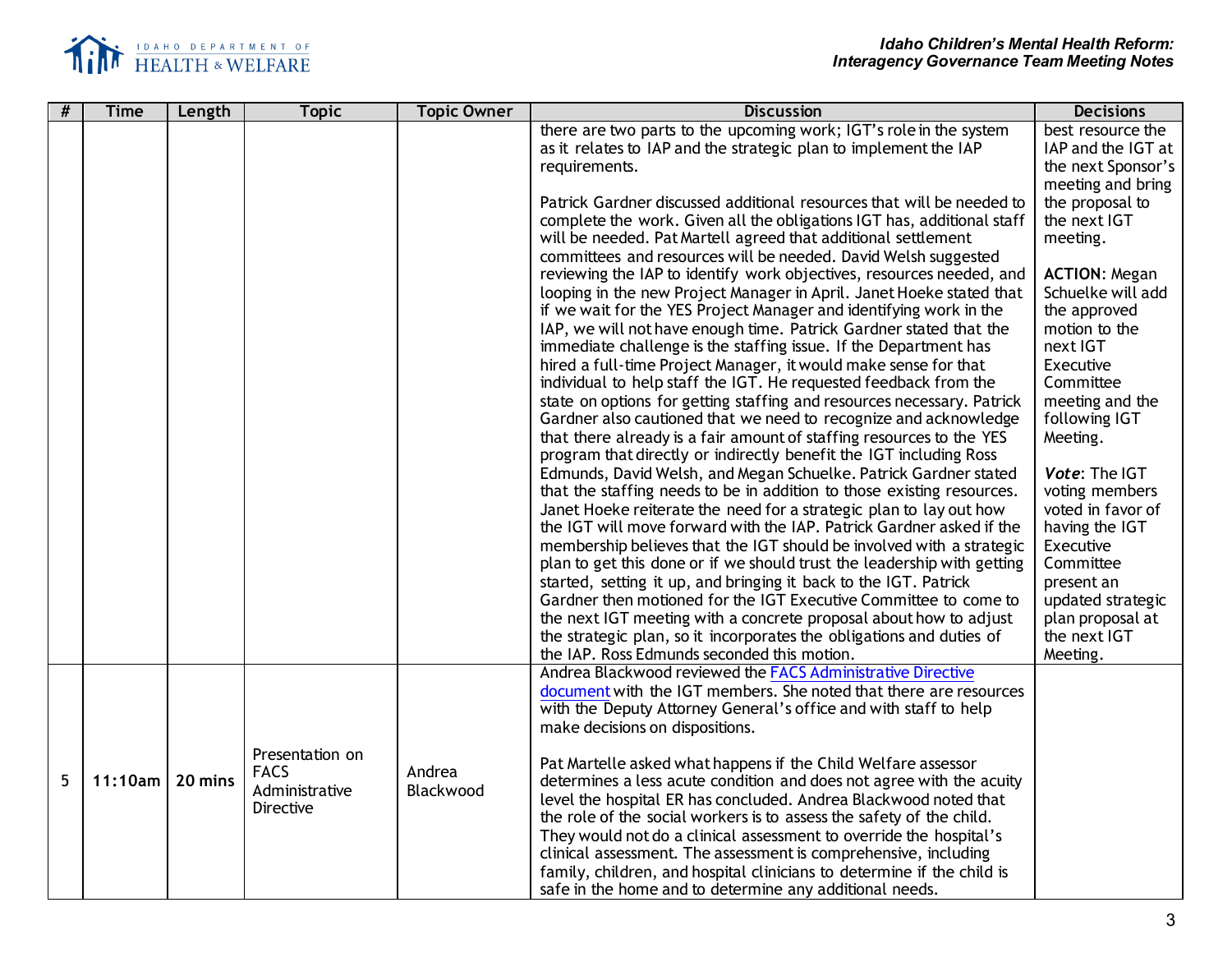| # | Time | Length | Topic | Topic Owner | Discussion | Decisions |
|---|---|---|---|---|---|---|
| | | | | | there are two parts to the upcoming work; IGT's role in the system as it relates to IAP and the strategic plan to implement the IAP requirements.<br><br>Patrick Gardner discussed additional resources that will be needed to complete the work. Given all the obligations IGT has, additional staff will be needed. Pat Martell agreed that additional settlement committees and resources will be needed. David Welsh suggested reviewing the IAP to identify work objectives, resources needed, and looping in the new Project Manager in April. Janet Hoeke stated that if we wait for the YES Project Manager and identifying work in the IAP, we will not have enough time. Patrick Gardner stated that the immediate challenge is the staffing issue. If the Department has hired a full-time Project Manager, it would make sense for that individual to help staff the IGT. He requested feedback from the state on options for getting staffing and resources necessary. Patrick Gardner also cautioned that we need to recognize and acknowledge that there already is a fair amount of staffing resources to the YES program that directly or indirectly benefit the IGT including Ross Edmunds, David Welsh, and Megan Schuelke. Patrick Gardner stated that the staffing needs to be in addition to those existing resources. Janet Hoeke reiterate the need for a strategic plan to lay out how the IGT will move forward with the IAP. Patrick Gardner asked if the membership believes that the IGT should be involved with a strategic plan to get this done or if we should trust the leadership with getting started, setting it up, and bringing it back to the IGT. Patrick Gardner then motioned for the IGT Executive Committee to come to the next IGT meeting with a concrete proposal about how to adjust the strategic plan, so it incorporates the obligations and duties of the IAP. Ross Edmunds seconded this motion. | best resource the IAP and the IGT at the next Sponsor's meeting and bring the proposal to the next IGT meeting.<br><br>**ACTION**: Megan Schuelke will add the approved motion to the next IGT Executive Committee meeting and the following IGT Meeting.<br><br>***Vote***: The IGT voting members voted in favor of having the IGT Executive Committee present an updated strategic plan proposal at the next IGT Meeting. |
| 5 | 11:10am | 20 mins | Presentation on FACS Administrative Directive | Andrea Blackwood | Andrea Blackwood reviewed the [FACS Administrative Directive document]() with the IGT members. She noted that there are resources with the Deputy Attorney General's office and with staff to help make decisions on dispositions.<br><br>Pat Martelle asked what happens if the Child Welfare assessor determines a less acute condition and does not agree with the acuity level the hospital ER has concluded. Andrea Blackwood noted that the role of the social workers is to assess the safety of the child. They would not do a clinical assessment to override the hospital's clinical assessment. The assessment is comprehensive, including family, children, and hospital clinicians to determine if the child is safe in the home and to determine any additional needs. | |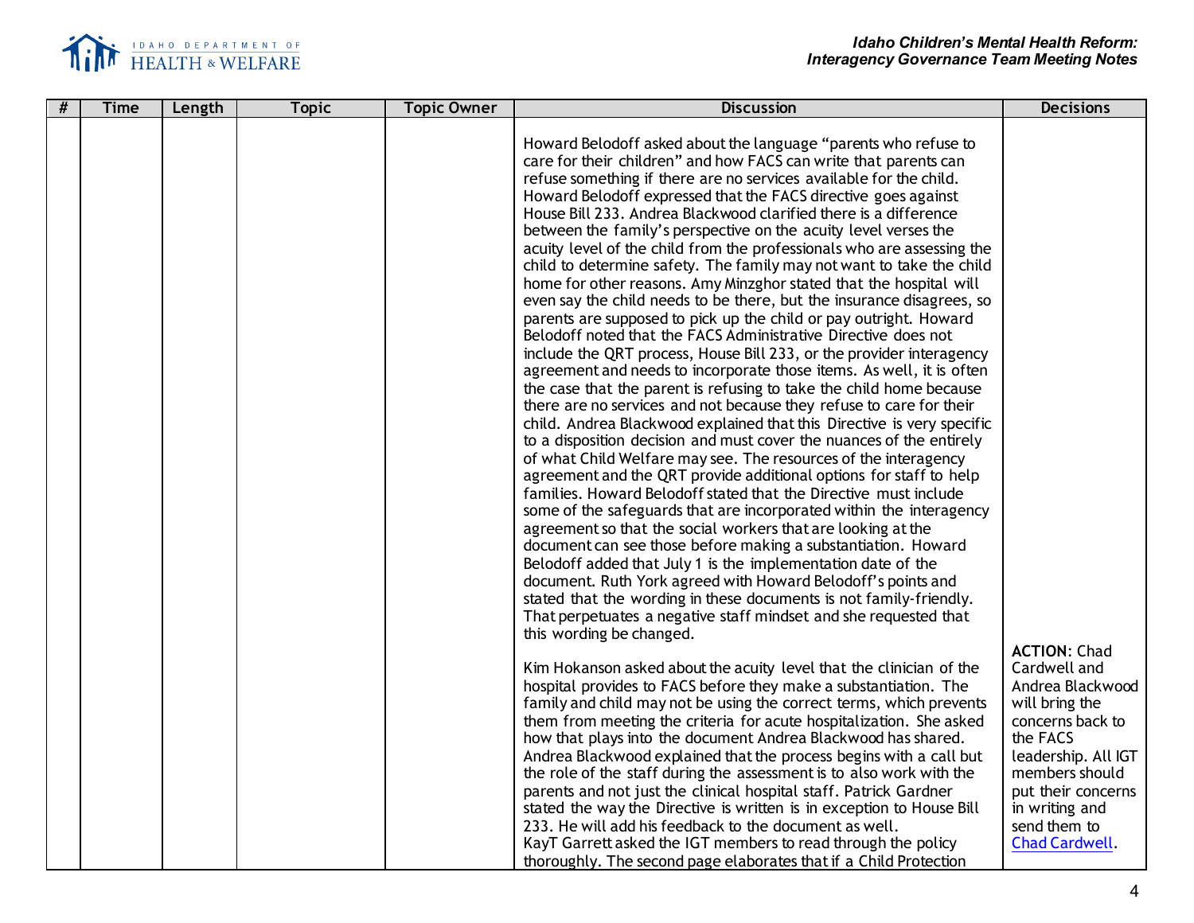| # | Time | Length | Topic | Topic Owner | Discussion | Decisions |
|---|---|---|---|---|---|---|
| | | | | | Howard Belodoff asked about the language "parents who refuse to care for their children" and how FACS can write that parents can refuse something if there are no services available for the child. Howard Belodoff expressed that the FACS directive goes against House Bill 233. Andrea Blackwood clarified there is a difference between the family's perspective on the acuity level verses the acuity level of the child from the professionals who are assessing the child to determine safety. The family may not want to take the child home for other reasons. Amy Minzghor stated that the hospital will even say the child needs to be there, but the insurance disagrees, so parents are supposed to pick up the child or pay outright. Howard Belodoff noted that the FACS Administrative Directive does not include the QRT process, House Bill 233, or the provider interagency agreement and needs to incorporate those items. As well, it is often the case that the parent is refusing to take the child home because there are no services and not because they refuse to care for their child. Andrea Blackwood explained that this Directive is very specific to a disposition decision and must cover the nuances of the entirely of what Child Welfare may see. The resources of the interagency agreement and the QRT provide additional options for staff to help families. Howard Belodoff stated that the Directive must include some of the safeguards that are incorporated within the interagency agreement so that the social workers that are looking at the document can see those before making a substantiation. Howard Belodoff added that July 1 is the implementation date of the document. Ruth York agreed with Howard Belodoff's points and stated that the wording in these documents is not family-friendly. That perpetuates a negative staff mindset and she requested that this wording be changed.<br><br>Kim Hokanson asked about the acuity level that the clinician of the hospital provides to FACS before they make a substantiation. The family and child may not be using the correct terms, which prevents them from meeting the criteria for acute hospitalization. She asked how that plays into the document Andrea Blackwood has shared. Andrea Blackwood explained that the process begins with a call but the role of the staff during the assessment is to also work with the parents and not just the clinical hospital staff. Patrick Gardner stated the way the Directive is written is in exception to House Bill 233. He will add his feedback to the document as well.<br>KayT Garrett asked the IGT members to read through the policy thoroughly. The second page elaborates that if a Child Protection | **ACTION**: Chad Cardwell and Andrea Blackwood will bring the concerns back to the FACS leadership. All IGT members should put their concerns in writing and send them to Chad Cardwell. |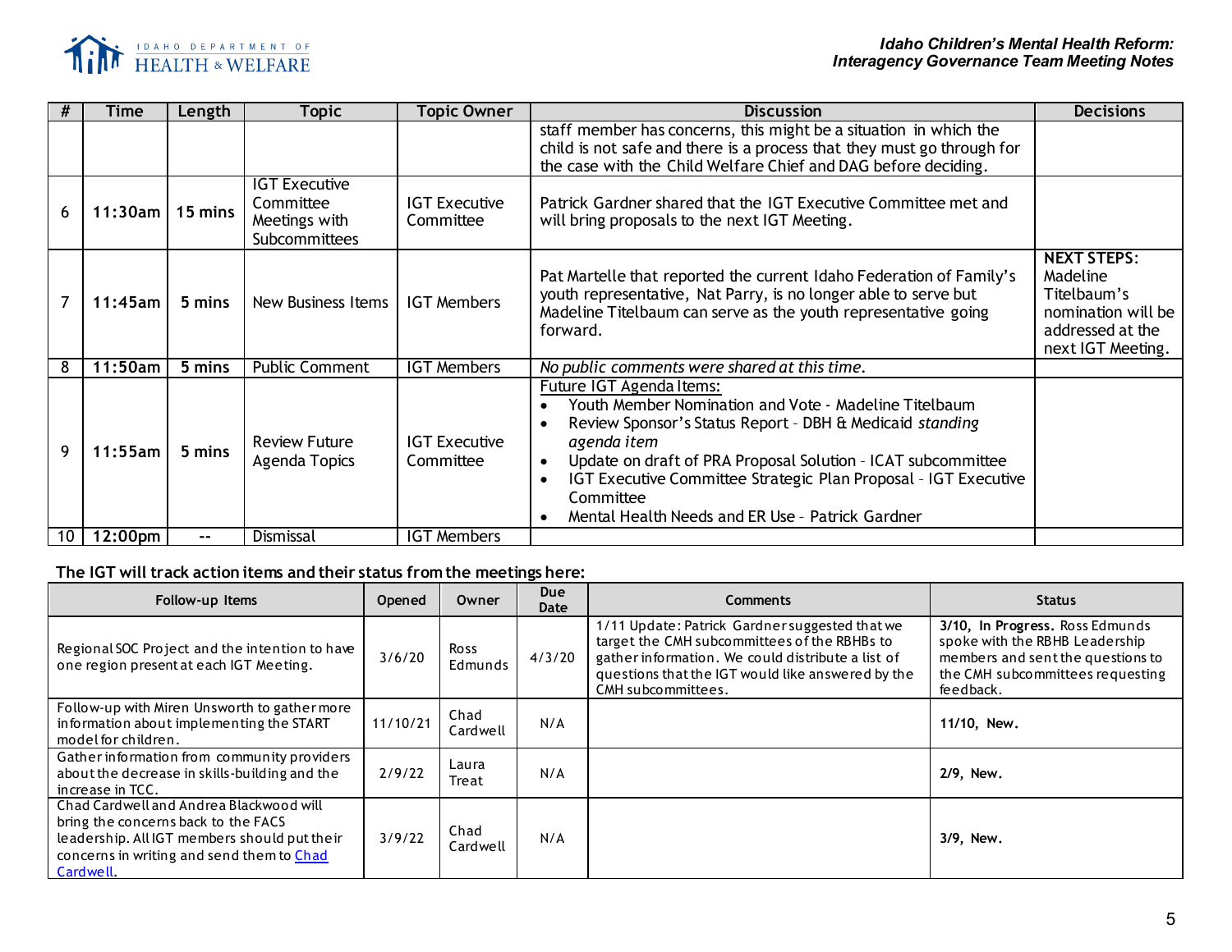| # | Time | Length | Topic | Topic Owner | Discussion | Decisions |
|---|---|---|---|---|---|---|
| | | | | | staff member has concerns, this might be a situation in which the child is not safe and there is a process that they must go through for the case with the Child Welfare Chief and DAG before deciding. | |
| 6 | 11:30am | 15 mins | IGT Executive Committee Meetings with Subcommittees | IGT Executive Committee | Patrick Gardner shared that the IGT Executive Committee met and will bring proposals to the next IGT Meeting. | |
| 7 | 11:45am | 5 mins | New Business Items | IGT Members | Pat Martelle that reported the current Idaho Federation of Family's youth representative, Nat Parry, is no longer able to serve but Madeline Titelbaum can serve as the youth representative going forward. | **NEXT STEPS:** Madeline Titelbaum's nomination will be addressed at the next IGT Meeting. |
| 8 | 11:50am | 5 mins | Public Comment | IGT Members | *No public comments were shared at this time.* | |
| 9 | 11:55am | 5 mins | Review Future Agenda Topics | IGT Executive Committee | Future IGT Agenda Items:<br>• Youth Member Nomination and Vote - Madeline Titelbaum<br>• Review Sponsor's Status Report – DBH & Medicaid *standing agenda item*<br>• Update on draft of PRA Proposal Solution – ICAT subcommittee<br>• IGT Executive Committee Strategic Plan Proposal – IGT Executive Committee<br>• Mental Health Needs and ER Use – Patrick Gardner | |
| 10 | 12:00pm | -- | Dismissal | IGT Members | | |

**The IGT will track action items and their status from the meetings here:**

| Follow-up Items | Opened | Owner | Due Date | Comments | Status |
|---|---|---|---|---|---|
| Regional SOC Project and the intention to have one region present at each IGT Meeting. | 3/6/20 | Ross Edmunds | 4/3/20 | 1/11 Update: Patrick Gardner suggested that we target the CMH subcommittees of the RBHBs to gather information. We could distribute a list of questions that the IGT would like answered by the CMH subcommittees. | **3/10, In Progress.** Ross Edmunds spoke with the RBHB Leadership members and sent the questions to the CMH subcommittees requesting feedback. |
| Follow-up with Miren Unsworth to gather more information about implementing the START model for children. | 11/10/21 | Chad Cardwell | N/A | | **11/10, New.** |
| Gather information from community providers about the decrease in skills-building and the increase in TCC. | 2/9/22 | Laura Treat | N/A | | **2/9, New.** |
| Chad Cardwell and Andrea Blackwood will bring the concerns back to the FACS leadership. All IGT members should put their concerns in writing and send them to Chad Cardwell. | 3/9/22 | Chad Cardwell | N/A | | **3/9, New.** |